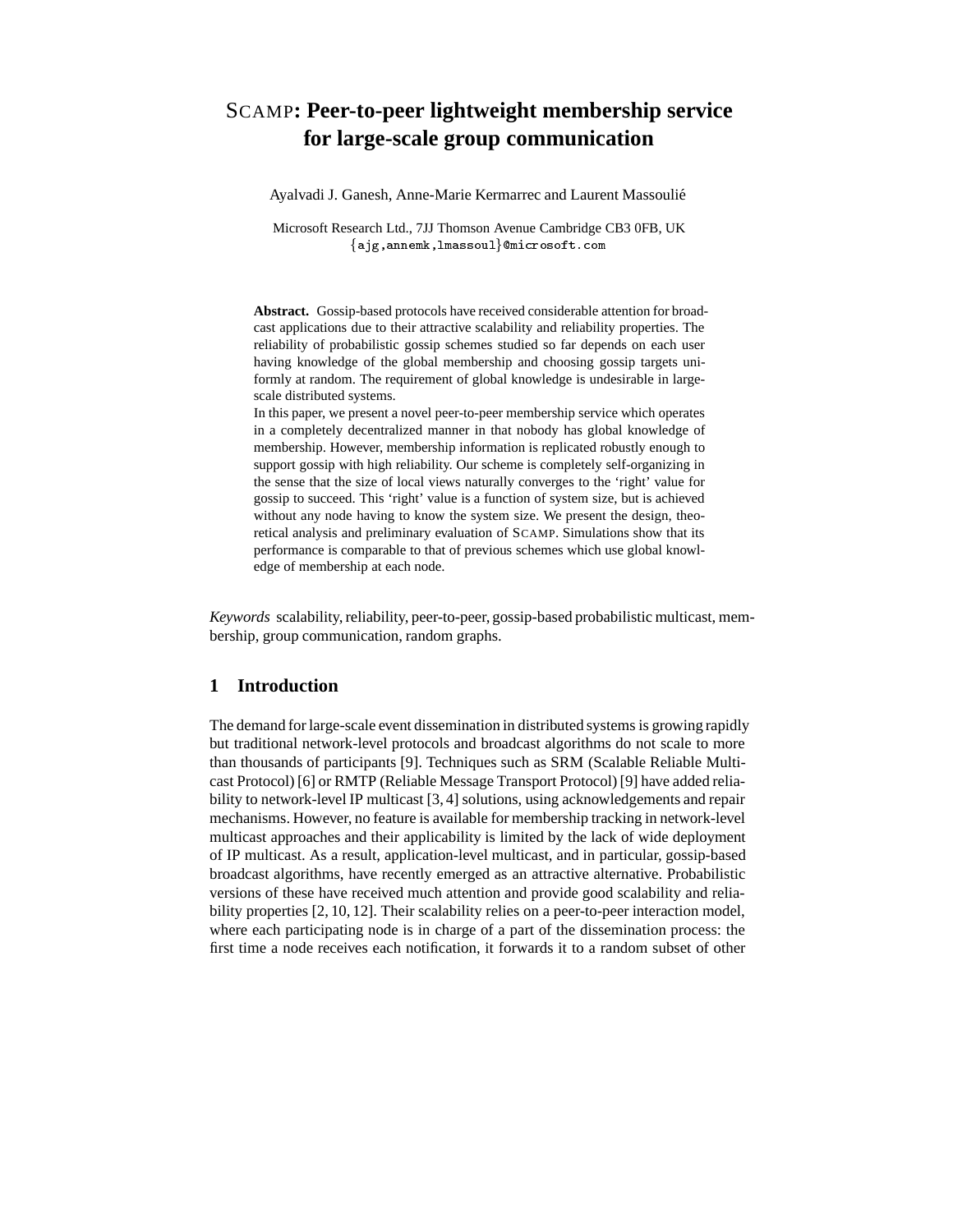# SCAMP: Peer-to-peer lightweight membership service for large-scale group communication

Ayalvadi J. Ganesh, Anne-Marie Kermarrec and Laurent Massoulié

Microsoft Research Ltd., 7JJ Thomson Avenue Cambridge CB3 0FB, UK
{ajg,annemk,lmassoul}@microsoft.com

**Abstract.** Gossip-based protocols have received considerable attention for broadcast applications due to their attractive scalability and reliability properties. The reliability of probabilistic gossip schemes studied so far depends on each user having knowledge of the global membership and choosing gossip targets uniformly at random. The requirement of global knowledge is undesirable in large-scale distributed systems.
In this paper, we present a novel peer-to-peer membership service which operates in a completely decentralized manner in that nobody has global knowledge of membership. However, membership information is replicated robustly enough to support gossip with high reliability. Our scheme is completely self-organizing in the sense that the size of local views naturally converges to the 'right' value for gossip to succeed. This 'right' value is a function of system size, but is achieved without any node having to know the system size. We present the design, theoretical analysis and preliminary evaluation of SCAMP. Simulations show that its performance is comparable to that of previous schemes which use global knowledge of membership at each node.

*Keywords* scalability, reliability, peer-to-peer, gossip-based probabilistic multicast, membership, group communication, random graphs.

## 1 Introduction

The demand for large-scale event dissemination in distributed systems is growing rapidly but traditional network-level protocols and broadcast algorithms do not scale to more than thousands of participants [9]. Techniques such as SRM (Scalable Reliable Multicast Protocol) [6] or RMTP (Reliable Message Transport Protocol) [9] have added reliability to network-level IP multicast [3, 4] solutions, using acknowledgements and repair mechanisms. However, no feature is available for membership tracking in network-level multicast approaches and their applicability is limited by the lack of wide deployment of IP multicast. As a result, application-level multicast, and in particular, gossip-based broadcast algorithms, have recently emerged as an attractive alternative. Probabilistic versions of these have received much attention and provide good scalability and reliability properties [2, 10, 12]. Their scalability relies on a peer-to-peer interaction model, where each participating node is in charge of a part of the dissemination process: the first time a node receives each notification, it forwards it to a random subset of other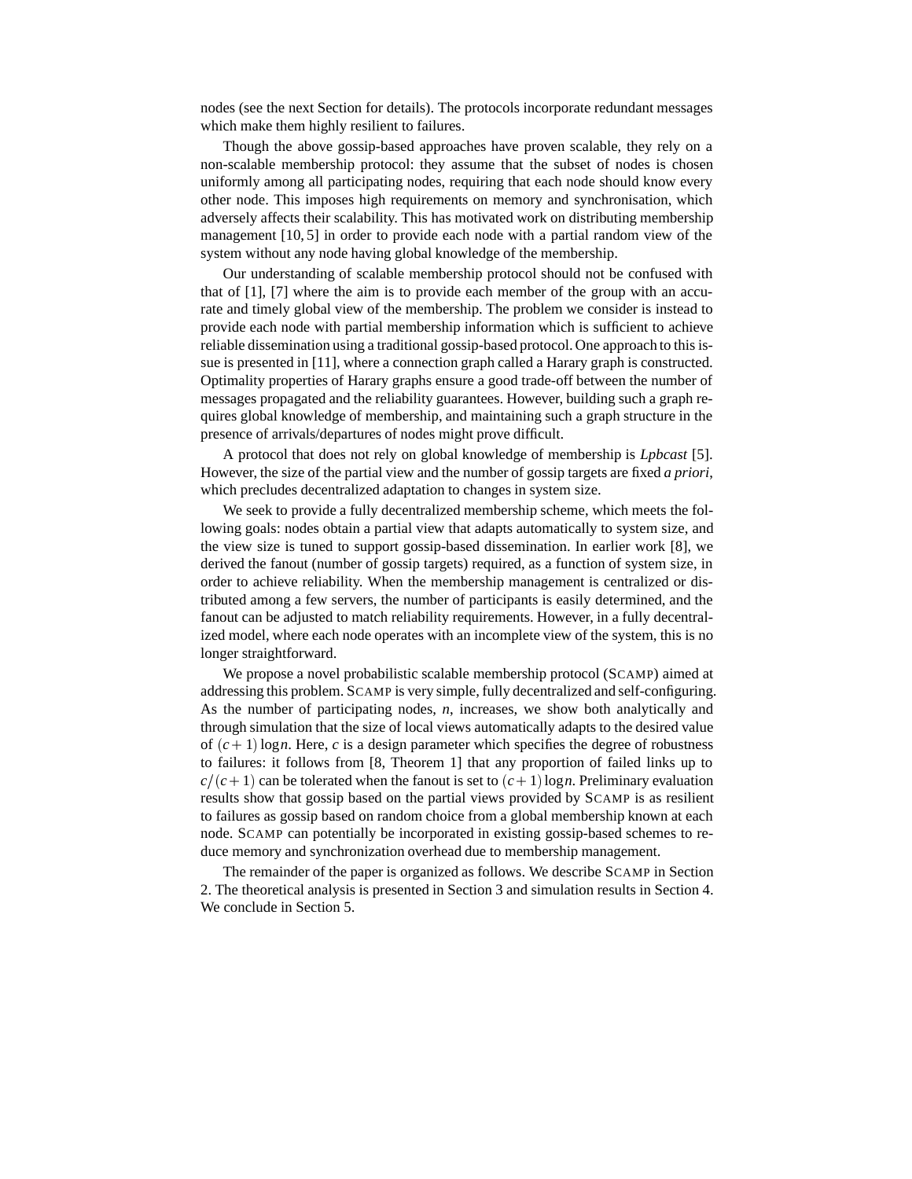nodes (see the next Section for details). The protocols incorporate redundant messages which make them highly resilient to failures.

Though the above gossip-based approaches have proven scalable, they rely on a non-scalable membership protocol: they assume that the subset of nodes is chosen uniformly among all participating nodes, requiring that each node should know every other node. This imposes high requirements on memory and synchronisation, which adversely affects their scalability. This has motivated work on distributing membership management [10, 5] in order to provide each node with a partial random view of the system without any node having global knowledge of the membership.

Our understanding of scalable membership protocol should not be confused with that of [1], [7] where the aim is to provide each member of the group with an accurate and timely global view of the membership. The problem we consider is instead to provide each node with partial membership information which is sufficient to achieve reliable dissemination using a traditional gossip-based protocol. One approach to this issue is presented in [11], where a connection graph called a Harary graph is constructed. Optimality properties of Harary graphs ensure a good trade-off between the number of messages propagated and the reliability guarantees. However, building such a graph requires global knowledge of membership, and maintaining such a graph structure in the presence of arrivals/departures of nodes might prove difficult.

A protocol that does not rely on global knowledge of membership is *Lpbcast* [5]. However, the size of the partial view and the number of gossip targets are fixed *a priori*, which precludes decentralized adaptation to changes in system size.

We seek to provide a fully decentralized membership scheme, which meets the following goals: nodes obtain a partial view that adapts automatically to system size, and the view size is tuned to support gossip-based dissemination. In earlier work [8], we derived the fanout (number of gossip targets) required, as a function of system size, in order to achieve reliability. When the membership management is centralized or distributed among a few servers, the number of participants is easily determined, and the fanout can be adjusted to match reliability requirements. However, in a fully decentralized model, where each node operates with an incomplete view of the system, this is no longer straightforward.

We propose a novel probabilistic scalable membership protocol (SCAMP) aimed at addressing this problem. SCAMP is very simple, fully decentralized and self-configuring. As the number of participating nodes, $n$, increases, we show both analytically and through simulation that the size of local views automatically adapts to the desired value of $(c+1)\log n$. Here, $c$ is a design parameter which specifies the degree of robustness to failures: it follows from [8, Theorem 1] that any proportion of failed links up to $c/(c+1)$ can be tolerated when the fanout is set to $(c+1)\log n$. Preliminary evaluation results show that gossip based on the partial views provided by SCAMP is as resilient to failures as gossip based on random choice from a global membership known at each node. SCAMP can potentially be incorporated in existing gossip-based schemes to reduce memory and synchronization overhead due to membership management.

The remainder of the paper is organized as follows. We describe SCAMP in Section 2. The theoretical analysis is presented in Section 3 and simulation results in Section 4. We conclude in Section 5.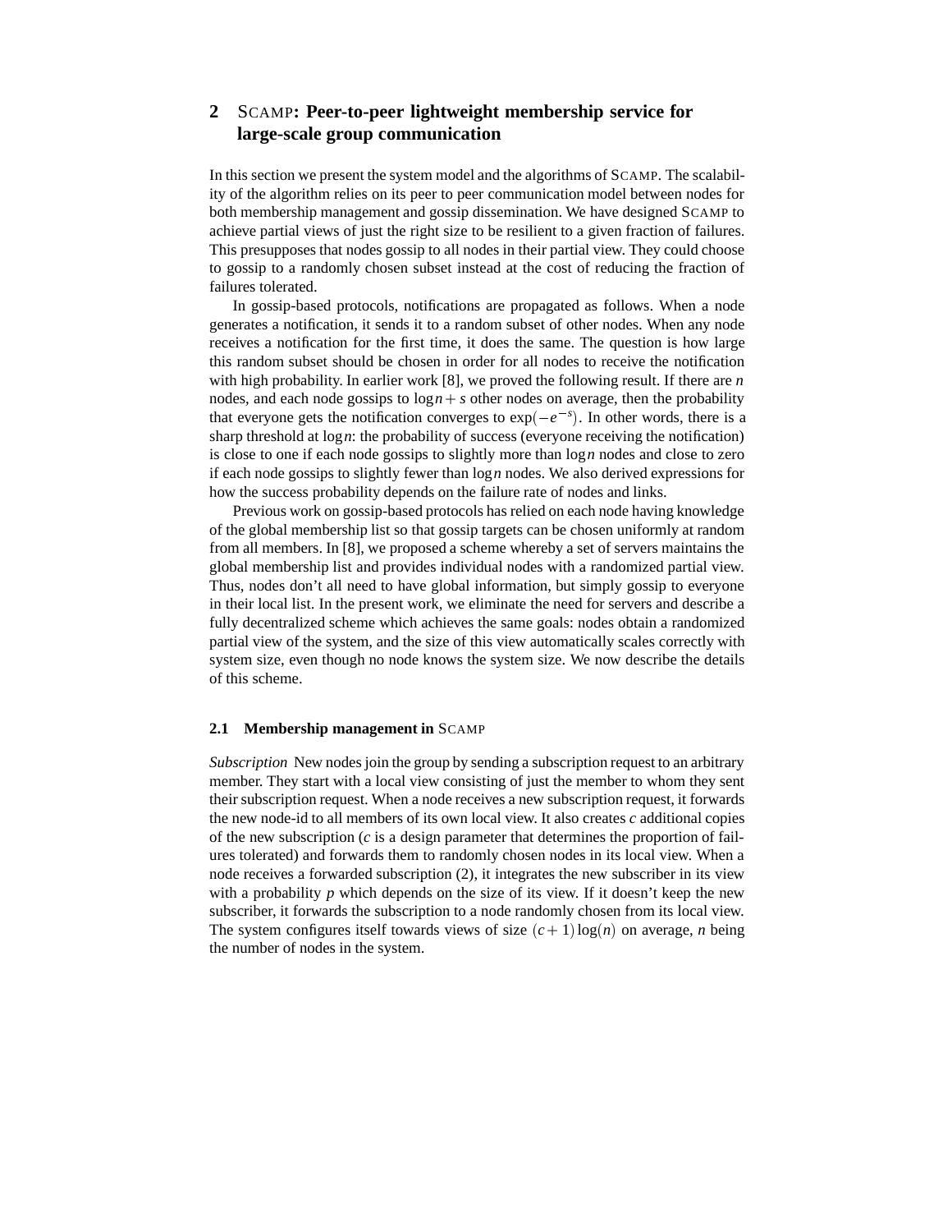## 2 SCAMP: Peer-to-peer lightweight membership service for large-scale group communication

In this section we present the system model and the algorithms of SCAMP. The scalability of the algorithm relies on its peer to peer communication model between nodes for both membership management and gossip dissemination. We have designed SCAMP to achieve partial views of just the right size to be resilient to a given fraction of failures. This presupposes that nodes gossip to all nodes in their partial view. They could choose to gossip to a randomly chosen subset instead at the cost of reducing the fraction of failures tolerated.

In gossip-based protocols, notifications are propagated as follows. When a node generates a notification, it sends it to a random subset of other nodes. When any node receives a notification for the first time, it does the same. The question is how large this random subset should be chosen in order for all nodes to receive the notification with high probability. In earlier work [8], we proved the following result. If there are $n$ nodes, and each node gossips to $\log n + s$ other nodes on average, then the probability that everyone gets the notification converges to $\exp(-e^{-s})$. In other words, there is a sharp threshold at $\log n$: the probability of success (everyone receiving the notification) is close to one if each node gossips to slightly more than $\log n$ nodes and close to zero if each node gossips to slightly fewer than $\log n$ nodes. We also derived expressions for how the success probability depends on the failure rate of nodes and links.

Previous work on gossip-based protocols has relied on each node having knowledge of the global membership list so that gossip targets can be chosen uniformly at random from all members. In [8], we proposed a scheme whereby a set of servers maintains the global membership list and provides individual nodes with a randomized partial view. Thus, nodes don't all need to have global information, but simply gossip to everyone in their local list. In the present work, we eliminate the need for servers and describe a fully decentralized scheme which achieves the same goals: nodes obtain a randomized partial view of the system, and the size of this view automatically scales correctly with system size, even though no node knows the system size. We now describe the details of this scheme.

### 2.1 Membership management in SCAMP

*Subscription* New nodes join the group by sending a subscription request to an arbitrary member. They start with a local view consisting of just the member to whom they sent their subscription request. When a node receives a new subscription request, it forwards the new node-id to all members of its own local view. It also creates $c$ additional copies of the new subscription ($c$ is a design parameter that determines the proportion of failures tolerated) and forwards them to randomly chosen nodes in its local view. When a node receives a forwarded subscription (2), it integrates the new subscriber in its view with a probability $p$ which depends on the size of its view. If it doesn't keep the new subscriber, it forwards the subscription to a node randomly chosen from its local view. The system configures itself towards views of size $(c+1)\log(n)$ on average, $n$ being the number of nodes in the system.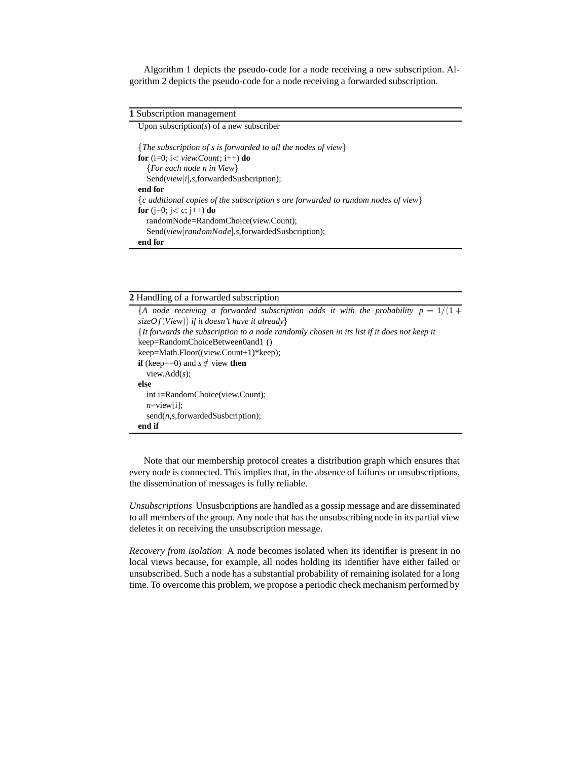Algorithm 1 depicts the pseudo-code for a node receiving a new subscription. Algorithm 2 depicts the pseudo-code for a node receiving a forwarded subscription.

**1** Subscription management

```
Upon subscription(s) of a new subscriber

{The subscription of s is forwarded to all the nodes of view}
for (i=0; i< view.Count; i++) do
   {For each node n in View}
   Send(view[i],s,forwardedSusbcription);
end for
{c additional copies of the subscription s are forwarded to random nodes of view}
for (j=0; j< c; j++) do
   randomNode=RandomChoice(view.Count);
   Send(view[randomNode],s,forwardedSusbcription);
end for
```

**2** Handling of a forwarded subscription

```
{A node receiving a forwarded subscription adds it with the probability p = 1/(1 + sizeOf(View)) if it doesn't have it already}
{It forwards the subscription to a node randomly chosen in its list if it does not keep it
keep=RandomChoiceBetween0and1 ()
keep=Math.Floor((view.Count+1)*keep);
if (keep==0) and s ∉ view then
   view.Add(s);
else
   int i=RandomChoice(view.Count);
   n=view[i];
   send(n,s,forwardedSusbcription);
end if
```

Note that our membership protocol creates a distribution graph which ensures that every node is connected. This implies that, in the absence of failures or unsubscriptions, the dissemination of messages is fully reliable.

*Unsubscriptions* Unsusbcriptions are handled as a gossip message and are disseminated to all members of the group. Any node that has the unsubscribing node in its partial view deletes it on receiving the unsubscription message.

*Recovery from isolation* A node becomes isolated when its identifier is present in no local views because, for example, all nodes holding its identifier have either failed or unsubscribed. Such a node has a substantial probability of remaining isolated for a long time. To overcome this problem, we propose a periodic check mechanism performed by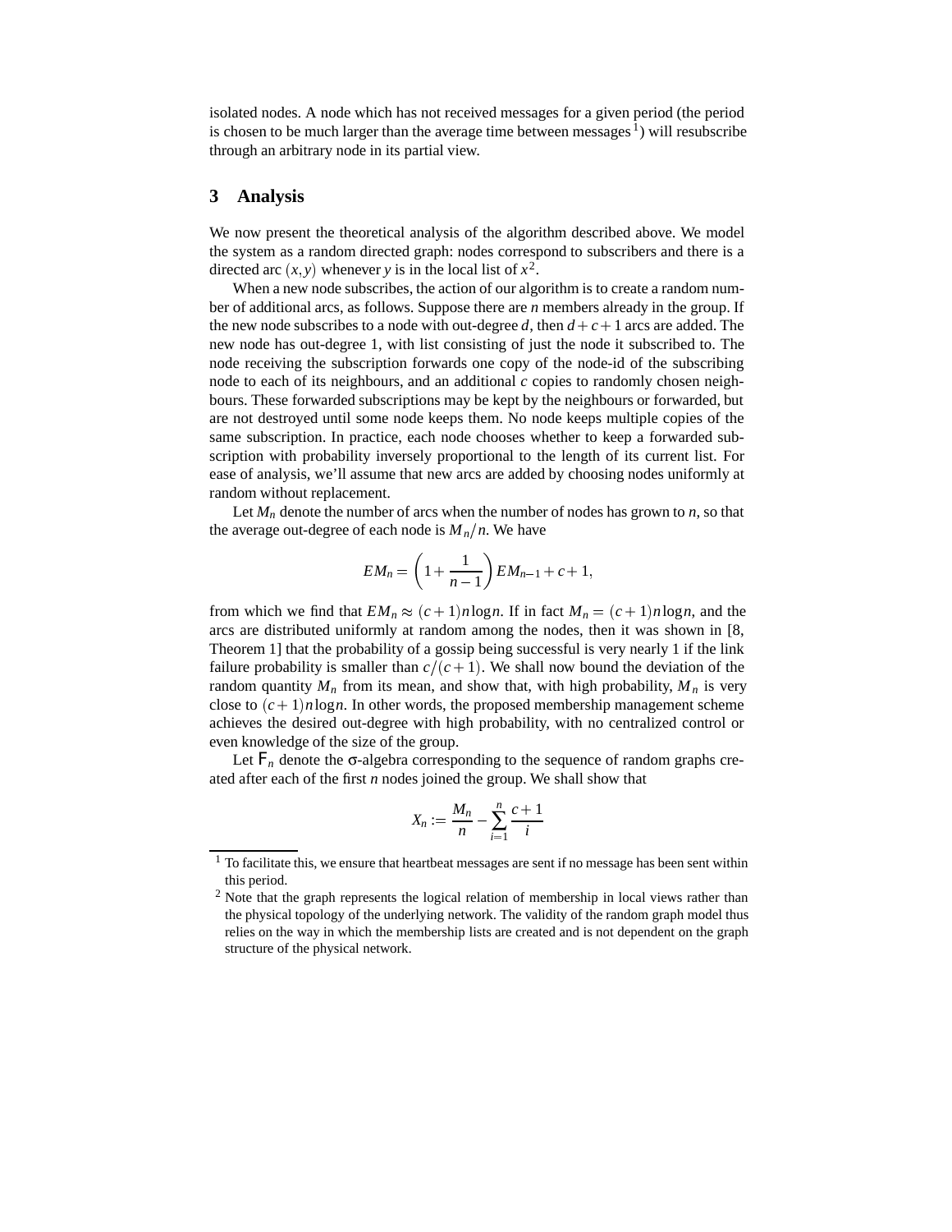isolated nodes. A node which has not received messages for a given period (the period is chosen to be much larger than the average time between messages [1]) will resubscribe through an arbitrary node in its partial view.

## 3 Analysis

We now present the theoretical analysis of the algorithm described above. We model the system as a random directed graph: nodes correspond to subscribers and there is a directed arc $(x,y)$ whenever $y$ is in the local list of $x$ [2].

When a new node subscribes, the action of our algorithm is to create a random number of additional arcs, as follows. Suppose there are $n$ members already in the group. If the new node subscribes to a node with out-degree $d$, then $d+c+1$ arcs are added. The new node has out-degree 1, with list consisting of just the node it subscribed to. The node receiving the subscription forwards one copy of the node-id of the subscribing node to each of its neighbours, and an additional $c$ copies to randomly chosen neighbours. These forwarded subscriptions may be kept by the neighbours or forwarded, but are not destroyed until some node keeps them. No node keeps multiple copies of the same subscription. In practice, each node chooses whether to keep a forwarded subscription with probability inversely proportional to the length of its current list. For ease of analysis, we'll assume that new arcs are added by choosing nodes uniformly at random without replacement.

Let $M_n$ denote the number of arcs when the number of nodes has grown to $n$, so that the average out-degree of each node is $M_n/n$. We have

$$EM_n = \left(1 + \frac{1}{n-1}\right) EM_{n-1} + c + 1,$$

from which we find that $EM_n \approx (c+1)n\log n$. If in fact $M_n = (c+1)n\log n$, and the arcs are distributed uniformly at random among the nodes, then it was shown in [8, Theorem 1] that the probability of a gossip being successful is very nearly 1 if the link failure probability is smaller than $c/(c+1)$. We shall now bound the deviation of the random quantity $M_n$ from its mean, and show that, with high probability, $M_n$ is very close to $(c+1)n\log n$. In other words, the proposed membership management scheme achieves the desired out-degree with high probability, with no centralized control or even knowledge of the size of the group.

Let $\mathsf{F}_n$ denote the $\sigma$-algebra corresponding to the sequence of random graphs created after each of the first $n$ nodes joined the group. We shall show that

$$X_n := \frac{M_n}{n} - \sum_{i=1}^{n} \frac{c+1}{i}$$

[1] To facilitate this, we ensure that heartbeat messages are sent if no message has been sent within this period.

[2] Note that the graph represents the logical relation of membership in local views rather than the physical topology of the underlying network. The validity of the random graph model thus relies on the way in which the membership lists are created and is not dependent on the graph structure of the physical network.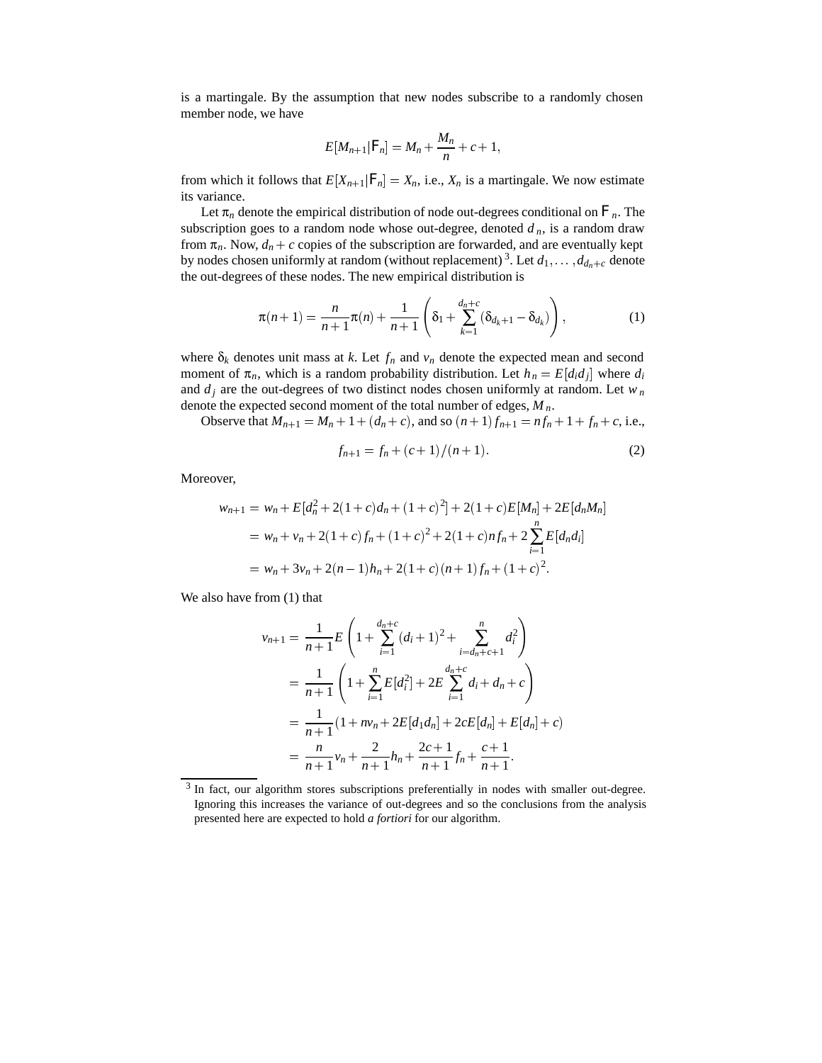is a martingale. By the assumption that new nodes subscribe to a randomly chosen member node, we have

$$E[M_{n+1}|\mathcal{F}_n] = M_n + \frac{M_n}{n} + c + 1,$$

from which it follows that $E[X_{n+1}|\mathcal{F}_n] = X_n$, i.e., $X_n$ is a martingale. We now estimate its variance.

Let $\pi_n$ denote the empirical distribution of node out-degrees conditional on $\mathcal{F}_n$. The subscription goes to a random node whose out-degree, denoted $d_n$, is a random draw from $\pi_n$. Now, $d_n + c$ copies of the subscription are forwarded, and are eventually kept by nodes chosen uniformly at random (without replacement) [3]. Let $d_1, \ldots, d_{d_n+c}$ denote the out-degrees of these nodes. The new empirical distribution is

$$\pi(n+1) = \frac{n}{n+1}\pi(n) + \frac{1}{n+1}\left(\delta_1 + \sum_{k=1}^{d_n+c}(\delta_{d_k+1} - \delta_{d_k})\right), \tag{1}$$

where $\delta_k$ denotes unit mass at $k$. Let $f_n$ and $v_n$ denote the expected mean and second moment of $\pi_n$, which is a random probability distribution. Let $h_n = E[d_i d_j]$ where $d_i$ and $d_j$ are the out-degrees of two distinct nodes chosen uniformly at random. Let $w_n$ denote the expected second moment of the total number of edges, $M_n$.

Observe that $M_{n+1} = M_n + 1 + (d_n + c)$, and so $(n+1)f_{n+1} = nf_n + 1 + f_n + c$, i.e.,

$$f_{n+1} = f_n + (c+1)/(n+1). \tag{2}$$

Moreover,

$$\begin{aligned}
w_{n+1} &= w_n + E[d_n^2 + 2(1+c)d_n + (1+c)^2] + 2(1+c)E[M_n] + 2E[d_n M_n] \\
&= w_n + v_n + 2(1+c)f_n + (1+c)^2 + 2(1+c)nf_n + 2\sum_{i=1}^{n} E[d_n d_i] \\
&= w_n + 3v_n + 2(n-1)h_n + 2(1+c)(n+1)f_n + (1+c)^2.
\end{aligned}$$

We also have from (1) that

$$\begin{aligned}
v_{n+1} &= \frac{1}{n+1}E\left(1 + \sum_{i=1}^{d_n+c}(d_i+1)^2 + \sum_{i=d_n+c+1}^{n} d_i^2\right) \\
&= \frac{1}{n+1}\left(1 + \sum_{i=1}^{n} E[d_i^2] + 2E\sum_{i=1}^{d_n+c} d_i + d_n + c\right) \\
&= \frac{1}{n+1}(1 + nv_n + 2E[d_1 d_n] + 2cE[d_n] + E[d_n] + c) \\
&= \frac{n}{n+1}v_n + \frac{2}{n+1}h_n + \frac{2c+1}{n+1}f_n + \frac{c+1}{n+1}.
\end{aligned}$$

---

[3] In fact, our algorithm stores subscriptions preferentially in nodes with smaller out-degree. Ignoring this increases the variance of out-degrees and so the conclusions from the analysis presented here are expected to hold *a fortiori* for our algorithm.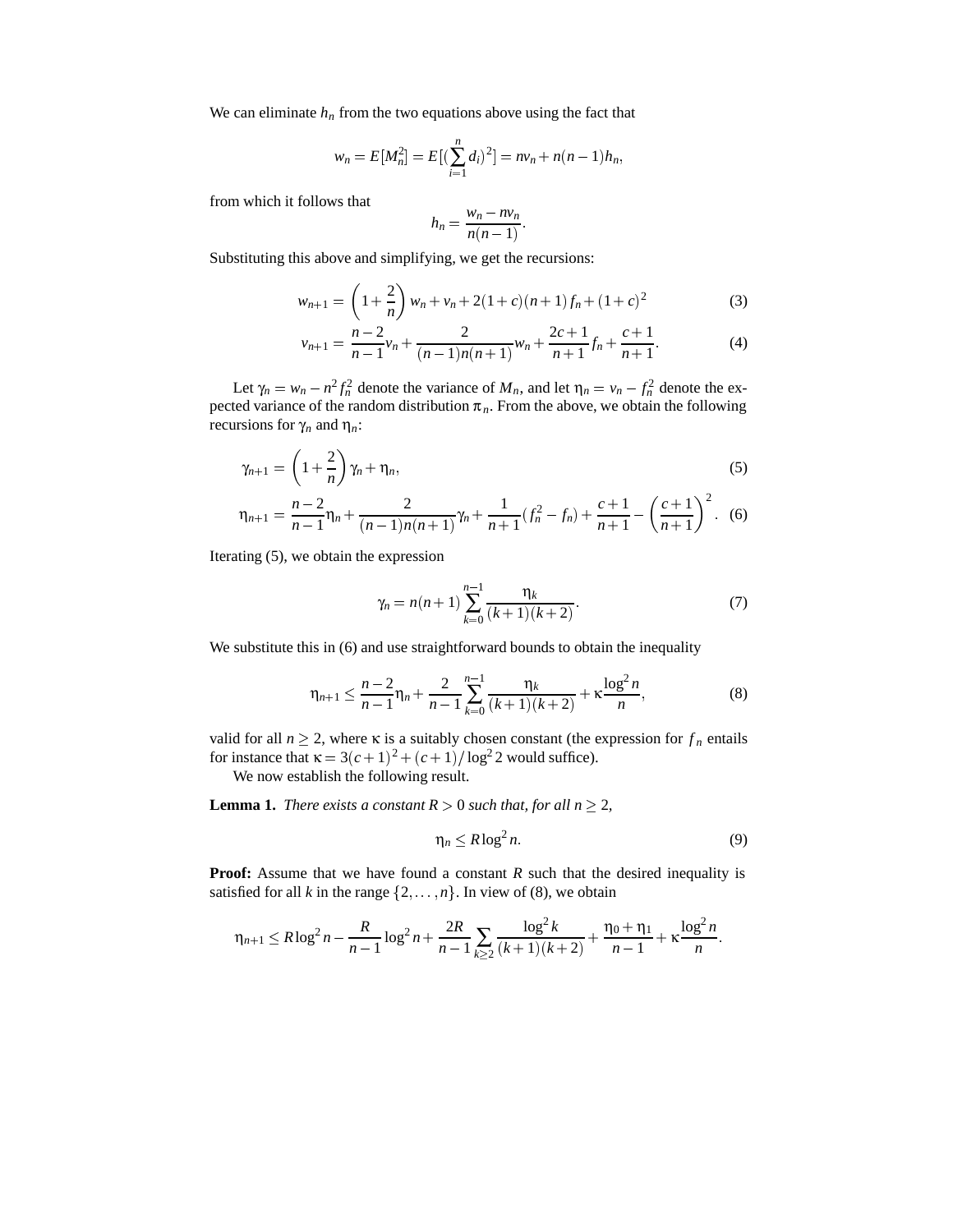We can eliminate $h_n$ from the two equations above using the fact that

$$w_n = E[M_n^2] = E[(\sum_{i=1}^{n} d_i)^2] = nv_n + n(n-1)h_n,$$

from which it follows that

$$h_n = \frac{w_n - nv_n}{n(n-1)}.$$

Substituting this above and simplifying, we get the recursions:

$$w_{n+1} = \left(1 + \frac{2}{n}\right) w_n + v_n + 2(1+c)(n+1) f_n + (1+c)^2 \tag{3}$$

$$v_{n+1} = \frac{n-2}{n-1} v_n + \frac{2}{(n-1)n(n+1)} w_n + \frac{2c+1}{n+1} f_n + \frac{c+1}{n+1}. \tag{4}$$

Let $\gamma_n = w_n - n^2 f_n^2$ denote the variance of $M_n$, and let $\eta_n = v_n - f_n^2$ denote the expected variance of the random distribution $\pi_n$. From the above, we obtain the following recursions for $\gamma_n$ and $\eta_n$:

$$\gamma_{n+1} = \left(1 + \frac{2}{n}\right) \gamma_n + \eta_n, \tag{5}$$

$$\eta_{n+1} = \frac{n-2}{n-1} \eta_n + \frac{2}{(n-1)n(n+1)} \gamma_n + \frac{1}{n+1} (f_n^2 - f_n) + \frac{c+1}{n+1} - \left(\frac{c+1}{n+1}\right)^2. \tag{6}$$

Iterating (5), we obtain the expression

$$\gamma_n = n(n+1) \sum_{k=0}^{n-1} \frac{\eta_k}{(k+1)(k+2)}. \tag{7}$$

We substitute this in (6) and use straightforward bounds to obtain the inequality

$$\eta_{n+1} \le \frac{n-2}{n-1} \eta_n + \frac{2}{n-1} \sum_{k=0}^{n-1} \frac{\eta_k}{(k+1)(k+2)} + \kappa \frac{\log^2 n}{n}, \tag{8}$$

valid for all $n \ge 2$, where $\kappa$ is a suitably chosen constant (the expression for $f_n$ entails for instance that $\kappa = 3(c+1)^2 + (c+1)/\log^2 2$ would suffice).

We now establish the following result.

**Lemma 1.** *There exists a constant $R > 0$ such that, for all $n \ge 2$,*

$$\eta_n \le R \log^2 n. \tag{9}$$

**Proof:** Assume that we have found a constant $R$ such that the desired inequality is satisfied for all $k$ in the range $\{2, \ldots, n\}$. In view of (8), we obtain

$$\eta_{n+1} \le R \log^2 n - \frac{R}{n-1} \log^2 n + \frac{2R}{n-1} \sum_{k \ge 2} \frac{\log^2 k}{(k+1)(k+2)} + \frac{\eta_0 + \eta_1}{n-1} + \kappa \frac{\log^2 n}{n}.$$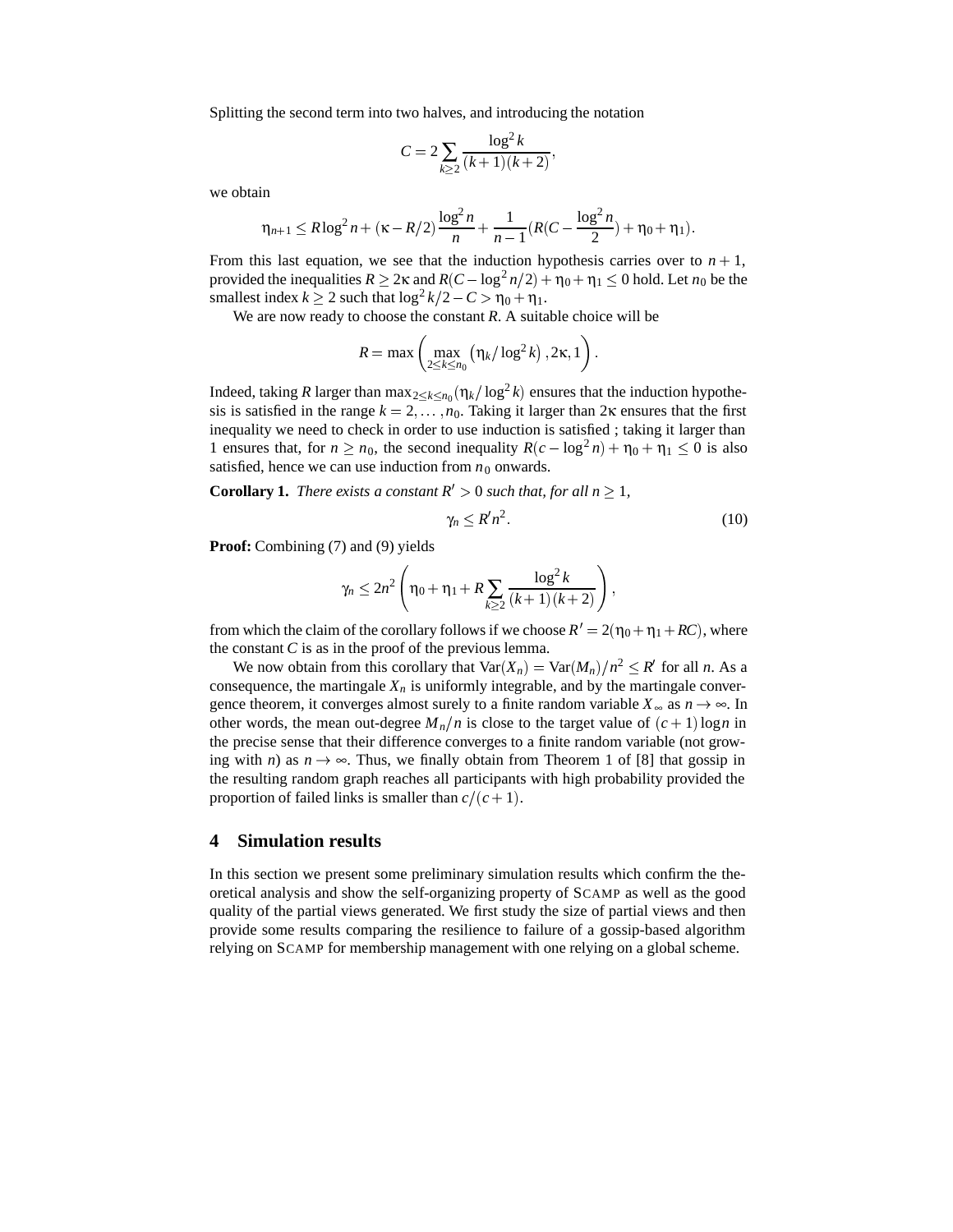Splitting the second term into two halves, and introducing the notation

$$C = 2\sum_{k\geq 2} \frac{\log^2 k}{(k+1)(k+2)},$$

we obtain

$$\eta_{n+1} \leq R\log^2 n + (\kappa - R/2)\frac{\log^2 n}{n} + \frac{1}{n-1}(R(C - \frac{\log^2 n}{2}) + \eta_0 + \eta_1).$$

From this last equation, we see that the induction hypothesis carries over to $n+1$, provided the inequalities $R \geq 2\kappa$ and $R(C - \log^2 n/2) + \eta_0 + \eta_1 \leq 0$ hold. Let $n_0$ be the smallest index $k \geq 2$ such that $\log^2 k/2 - C > \eta_0 + \eta_1$.

We are now ready to choose the constant $R$. A suitable choice will be

$$R = \max\left(\max_{2\leq k\leq n_0}\left(\eta_k/\log^2 k\right), 2\kappa, 1\right).$$

Indeed, taking $R$ larger than $\max_{2\leq k\leq n_0}(\eta_k/\log^2 k)$ ensures that the induction hypothesis is satisfied in the range $k = 2,\ldots,n_0$. Taking it larger than $2\kappa$ ensures that the first inequality we need to check in order to use induction is satisfied ; taking it larger than 1 ensures that, for $n \geq n_0$, the second inequality $R(c - \log^2 n) + \eta_0 + \eta_1 \leq 0$ is also satisfied, hence we can use induction from $n_0$ onwards.

**Corollary 1.** *There exists a constant $R' > 0$ such that, for all $n \geq 1$,*

$$\gamma_n \leq R' n^2. \tag{10}$$

**Proof:** Combining (7) and (9) yields

$$\gamma_n \leq 2n^2\left(\eta_0 + \eta_1 + R\sum_{k\geq 2}\frac{\log^2 k}{(k+1)(k+2)}\right),$$

from which the claim of the corollary follows if we choose $R' = 2(\eta_0 + \eta_1 + RC)$, where the constant $C$ is as in the proof of the previous lemma.

We now obtain from this corollary that $\mathrm{Var}(X_n) = \mathrm{Var}(M_n)/n^2 \leq R'$ for all $n$. As a consequence, the martingale $X_n$ is uniformly integrable, and by the martingale convergence theorem, it converges almost surely to a finite random variable $X_\infty$ as $n \to \infty$. In other words, the mean out-degree $M_n/n$ is close to the target value of $(c+1)\log n$ in the precise sense that their difference converges to a finite random variable (not growing with $n$) as $n \to \infty$. Thus, we finally obtain from Theorem 1 of [8] that gossip in the resulting random graph reaches all participants with high probability provided the proportion of failed links is smaller than $c/(c+1)$.

## 4 Simulation results

In this section we present some preliminary simulation results which confirm the theoretical analysis and show the self-organizing property of SCAMP as well as the good quality of the partial views generated. We first study the size of partial views and then provide some results comparing the resilience to failure of a gossip-based algorithm relying on SCAMP for membership management with one relying on a global scheme.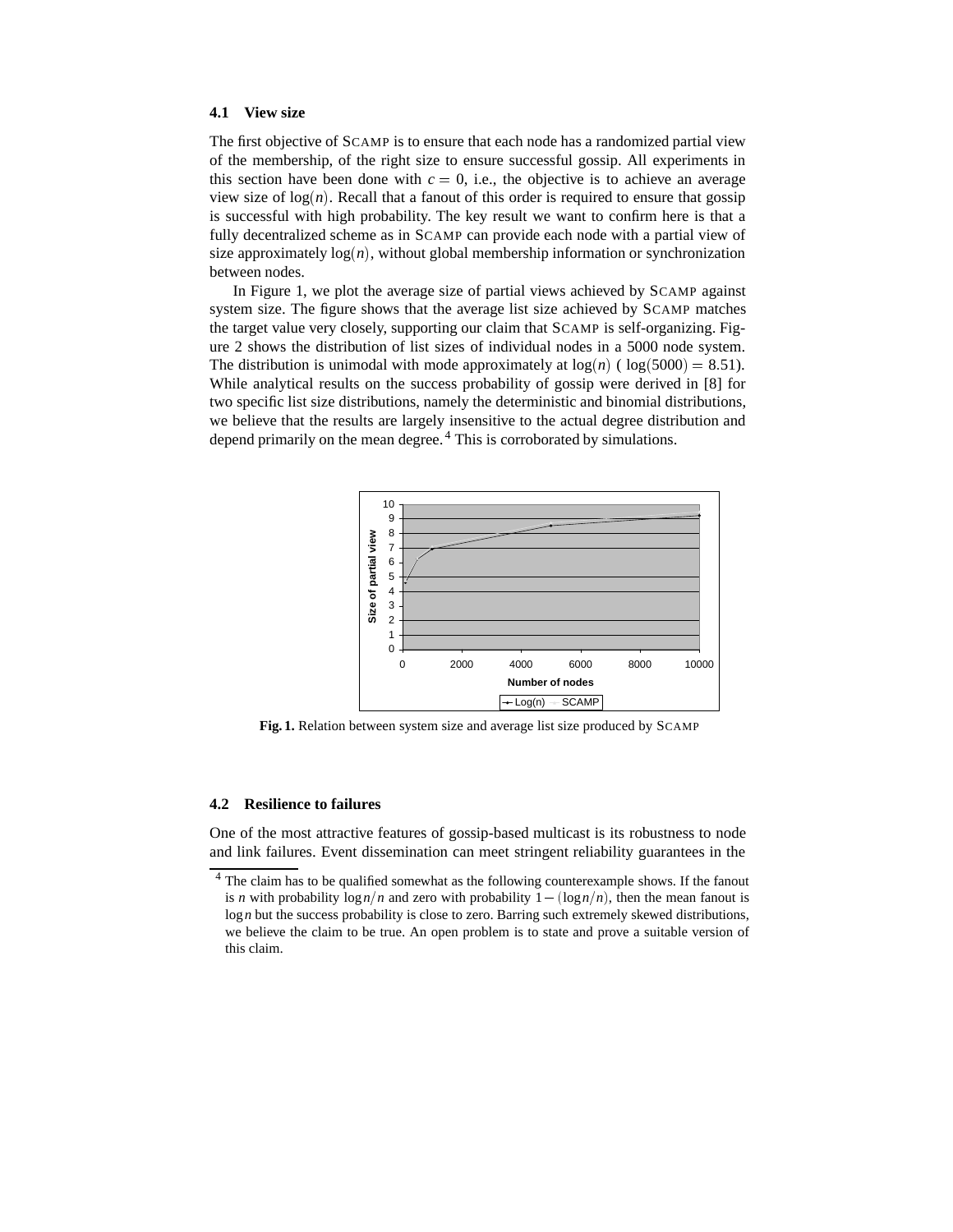### 4.1 View size

The first objective of SCAMP is to ensure that each node has a randomized partial view of the membership, of the right size to ensure successful gossip. All experiments in this section have been done with $c = 0$, i.e., the objective is to achieve an average view size of $\log(n)$. Recall that a fanout of this order is required to ensure that gossip is successful with high probability. The key result we want to confirm here is that a fully decentralized scheme as in SCAMP can provide each node with a partial view of size approximately $\log(n)$, without global membership information or synchronization between nodes.

In Figure 1, we plot the average size of partial views achieved by SCAMP against system size. The figure shows that the average list size achieved by SCAMP matches the target value very closely, supporting our claim that SCAMP is self-organizing. Figure 2 shows the distribution of list sizes of individual nodes in a 5000 node system. The distribution is unimodal with mode approximately at $\log(n)$ ( $\log(5000) = 8.51$). While analytical results on the success probability of gossip were derived in [8] for two specific list size distributions, namely the deterministic and binomial distributions, we believe that the results are largely insensitive to the actual degree distribution and depend primarily on the mean degree.[4] This is corroborated by simulations.

Fig. 1. Relation between system size and average list size produced by SCAMP

### 4.2 Resilience to failures

One of the most attractive features of gossip-based multicast is its robustness to node and link failures. Event dissemination can meet stringent reliability guarantees in the

[4] The claim has to be qualified somewhat as the following counterexample shows. If the fanout is $n$ with probability $\log n/n$ and zero with probability $1-(\log n/n)$, then the mean fanout is $\log n$ but the success probability is close to zero. Barring such extremely skewed distributions, we believe the claim to be true. An open problem is to state and prove a suitable version of this claim.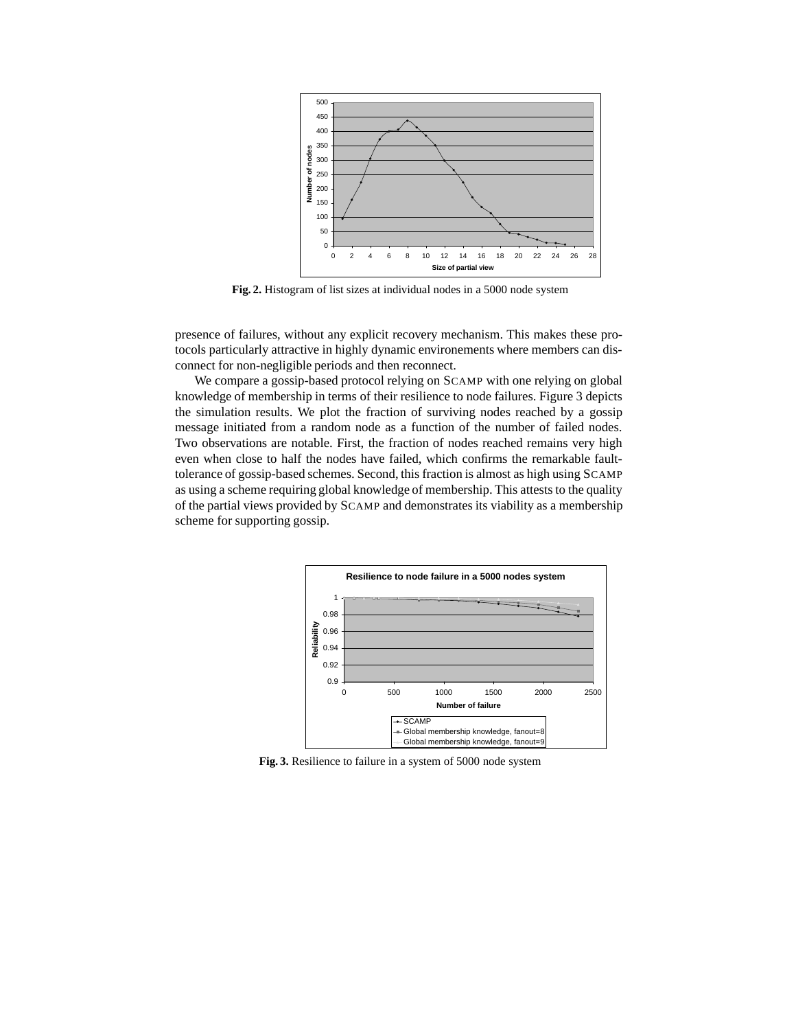**Fig. 2.** Histogram of list sizes at individual nodes in a 5000 node system

presence of failures, without any explicit recovery mechanism. This makes these protocols particularly attractive in highly dynamic environements where members can disconnect for non-negligible periods and then reconnect.

We compare a gossip-based protocol relying on SCAMP with one relying on global knowledge of membership in terms of their resilience to node failures. Figure 3 depicts the simulation results. We plot the fraction of surviving nodes reached by a gossip message initiated from a random node as a function of the number of failed nodes. Two observations are notable. First, the fraction of nodes reached remains very high even when close to half the nodes have failed, which confirms the remarkable fault-tolerance of gossip-based schemes. Second, this fraction is almost as high using SCAMP as using a scheme requiring global knowledge of membership. This attests to the quality of the partial views provided by SCAMP and demonstrates its viability as a membership scheme for supporting gossip.

**Fig. 3.** Resilience to failure in a system of 5000 node system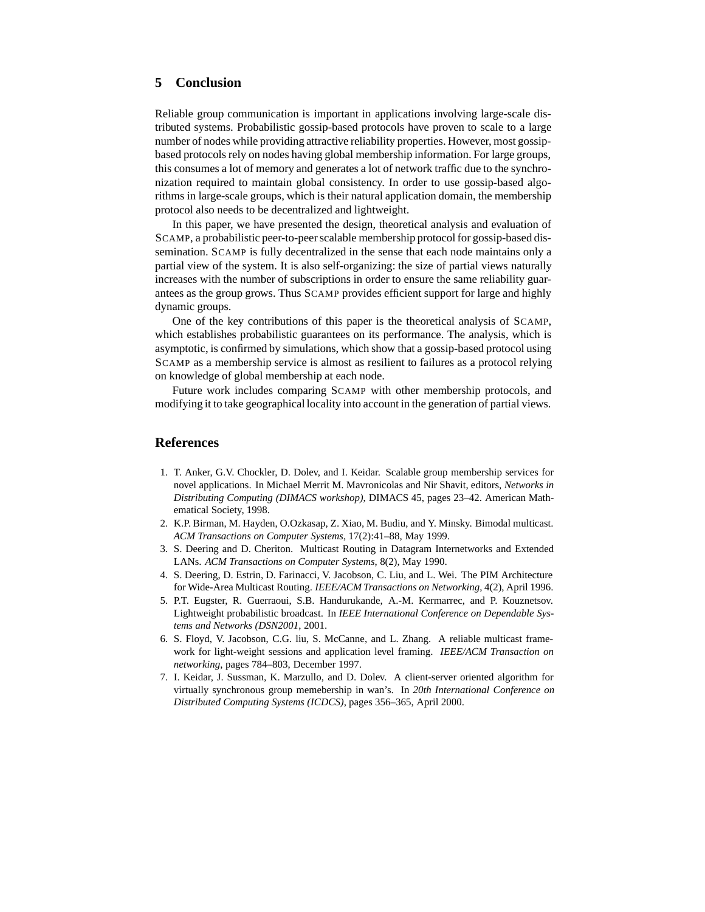## 5 Conclusion

Reliable group communication is important in applications involving large-scale distributed systems. Probabilistic gossip-based protocols have proven to scale to a large number of nodes while providing attractive reliability properties. However, most gossip-based protocols rely on nodes having global membership information. For large groups, this consumes a lot of memory and generates a lot of network traffic due to the synchronization required to maintain global consistency. In order to use gossip-based algorithms in large-scale groups, which is their natural application domain, the membership protocol also needs to be decentralized and lightweight.

In this paper, we have presented the design, theoretical analysis and evaluation of SCAMP, a probabilistic peer-to-peer scalable membership protocol for gossip-based dissemination. SCAMP is fully decentralized in the sense that each node maintains only a partial view of the system. It is also self-organizing: the size of partial views naturally increases with the number of subscriptions in order to ensure the same reliability guarantees as the group grows. Thus SCAMP provides efficient support for large and highly dynamic groups.

One of the key contributions of this paper is the theoretical analysis of SCAMP, which establishes probabilistic guarantees on its performance. The analysis, which is asymptotic, is confirmed by simulations, which show that a gossip-based protocol using SCAMP as a membership service is almost as resilient to failures as a protocol relying on knowledge of global membership at each node.

Future work includes comparing SCAMP with other membership protocols, and modifying it to take geographical locality into account in the generation of partial views.

## References

1. T. Anker, G.V. Chockler, D. Dolev, and I. Keidar. Scalable group membership services for novel applications. In Michael Merrit M. Mavronicolas and Nir Shavit, editors, *Networks in Distributing Computing (DIMACS workshop)*, DIMACS 45, pages 23–42. American Mathematical Society, 1998.
2. K.P. Birman, M. Hayden, O.Ozkasap, Z. Xiao, M. Budiu, and Y. Minsky. Bimodal multicast. *ACM Transactions on Computer Systems*, 17(2):41–88, May 1999.
3. S. Deering and D. Cheriton. Multicast Routing in Datagram Internetworks and Extended LANs. *ACM Transactions on Computer Systems*, 8(2), May 1990.
4. S. Deering, D. Estrin, D. Farinacci, V. Jacobson, C. Liu, and L. Wei. The PIM Architecture for Wide-Area Multicast Routing. *IEEE/ACM Transactions on Networking*, 4(2), April 1996.
5. P.T. Eugster, R. Guerraoui, S.B. Handurukande, A.-M. Kermarrec, and P. Kouznetsov. Lightweight probabilistic broadcast. In *IEEE International Conference on Dependable Systems and Networks (DSN2001*, 2001.
6. S. Floyd, V. Jacobson, C.G. liu, S. McCanne, and L. Zhang. A reliable multicast framework for light-weight sessions and application level framing. *IEEE/ACM Transaction on networking*, pages 784–803, December 1997.
7. I. Keidar, J. Sussman, K. Marzullo, and D. Dolev. A client-server oriented algorithm for virtually synchronous group memebership in wan's. In *20th International Conference on Distributed Computing Systems (ICDCS)*, pages 356–365, April 2000.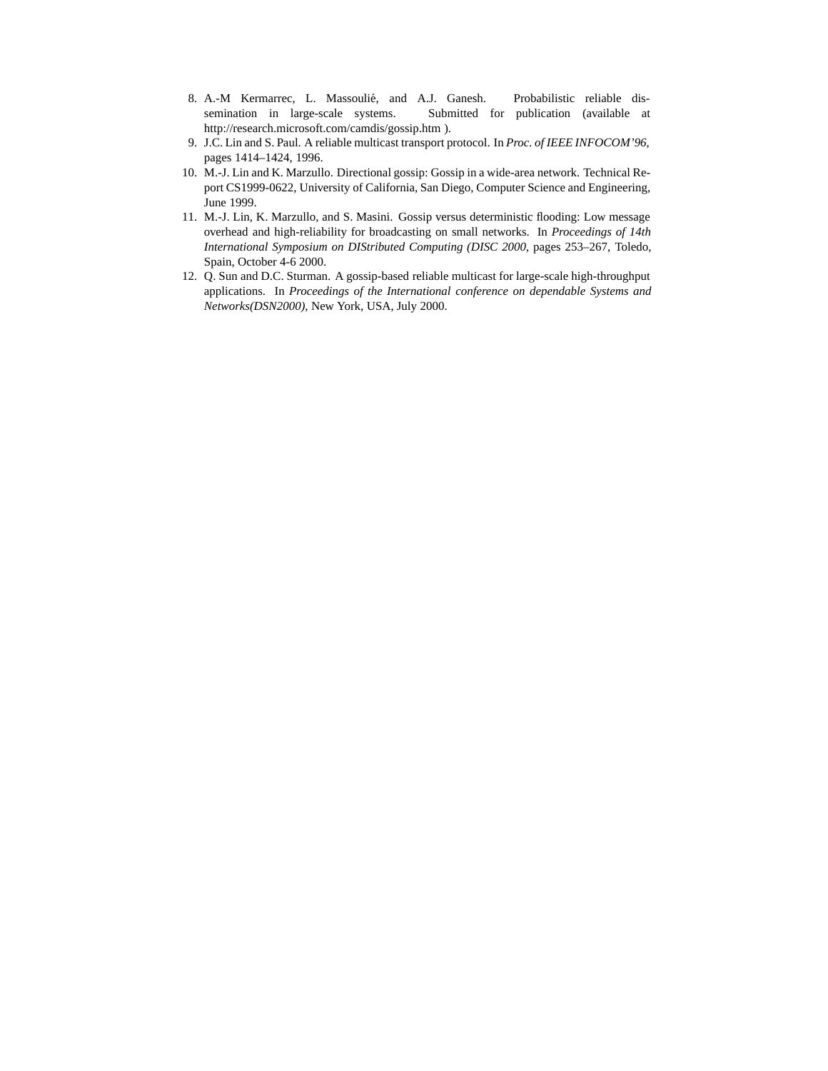8. A.-M Kermarrec, L. Massoulié, and A.J. Ganesh. Probabilistic reliable dissemination in large-scale systems. Submitted for publication (available at http://research.microsoft.com/camdis/gossip.htm ).
9. J.C. Lin and S. Paul. A reliable multicast transport protocol. In *Proc. of IEEE INFOCOM'96*, pages 1414–1424, 1996.
10. M.-J. Lin and K. Marzullo. Directional gossip: Gossip in a wide-area network. Technical Report CS1999-0622, University of California, San Diego, Computer Science and Engineering, June 1999.
11. M.-J. Lin, K. Marzullo, and S. Masini. Gossip versus deterministic flooding: Low message overhead and high-reliability for broadcasting on small networks. In *Proceedings of 14th International Symposium on DIStributed Computing (DISC 2000*, pages 253–267, Toledo, Spain, October 4-6 2000.
12. Q. Sun and D.C. Sturman. A gossip-based reliable multicast for large-scale high-throughput applications. In *Proceedings of the International conference on dependable Systems and Networks(DSN2000)*, New York, USA, July 2000.